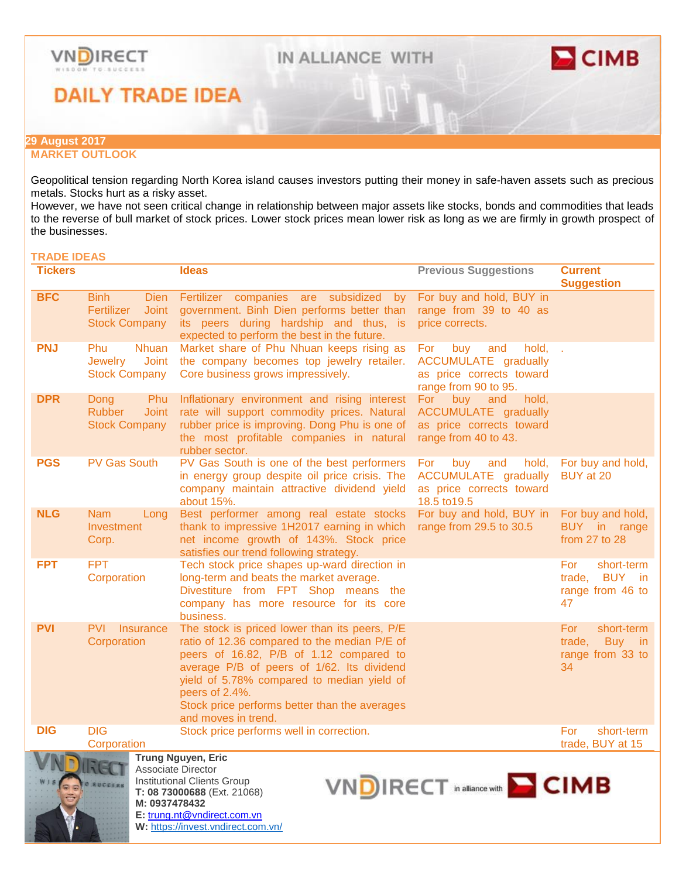# DAILY TRADE IDEA

VNDIRECT IN ALLIANCE WITH CIMB

**29 August 2017**

## MARKET OUTLOOK

Geopolitical tension regarding North Korea island causes investors putting their money in safe-haven assets such as precious metals. Stocks hurt as a risky asset.
However, we have not seen critical change in relationship between major assets like stocks, bonds and commodities that leads to the reverse of bull market of stock prices. Lower stock prices mean lower risk as long as we are firmly in growth prospect of the businesses.

## TRADE IDEAS

| Tickers | | Ideas | Previous Suggestions | Current Suggestion |
|---|---|---|---|---|
| **BFC** | Binh Dien Fertilizer Joint Stock Company | Fertilizer companies are subsidized by government. Binh Dien performs better than its peers during hardship and thus, is expected to perform the best in the future. | For buy and hold, BUY in range from 39 to 40 as price corrects. | |
| **PNJ** | Phu Nhuan Jewelry Joint Stock Company | Market share of Phu Nhuan keeps rising as the company becomes top jewelry retailer. Core business grows impressively. | For buy and hold, ACCUMULATE gradually as price corrects toward range from 90 to 95. | . |
| **DPR** | Dong Phu Rubber Joint Stock Company | Inflationary environment and rising interest rate will support commodity prices. Natural rubber price is improving. Dong Phu is one of the most profitable companies in natural rubber sector. | For buy and hold, ACCUMULATE gradually as price corrects toward range from 40 to 43. | |
| **PGS** | PV Gas South | PV Gas South is one of the best performers in energy group despite oil price crisis. The company maintain attractive dividend yield about 15%. | For buy and hold, ACCUMULATE gradually as price corrects toward 18.5 to19.5 | For buy and hold, BUY at 20 |
| **NLG** | Nam Long Investment Corp. | Best performer among real estate stocks thank to impressive 1H2017 earning in which net income growth of 143%. Stock price satisfies our trend following strategy. | For buy and hold, BUY in range from 29.5 to 30.5 | For buy and hold, BUY in range from 27 to 28 |
| **FPT** | FPT Corporation | Tech stock price shapes up-ward direction in long-term and beats the market average. Divestiture from FPT Shop means the company has more resource for its core business. | | For short-term trade, BUY in range from 46 to 47 |
| **PVI** | PVI Insurance Corporation | The stock is priced lower than its peers, P/E ratio of 12.36 compared to the median P/E of peers of 16.82, P/B of 1.12 compared to average P/B of peers of 1/62. Its dividend yield of 5.78% compared to median yield of peers of 2.4%. Stock price performs better than the averages and moves in trend. | | For short-term trade, Buy in range from 33 to 34 |
| **DIG** | DIG Corporation | Stock price performs well in correction. | | For short-term trade, BUY at 15 |

**Trung Nguyen, Eric**
Associate Director
Institutional Clients Group
**T: 08 73000688** (Ext. 21068)
**M: 0937478432**
**E:** trung.nt@vndirect.com.vn
**W:** https://invest.vndirect.com.vn/

VNDIRECT in alliance with CIMB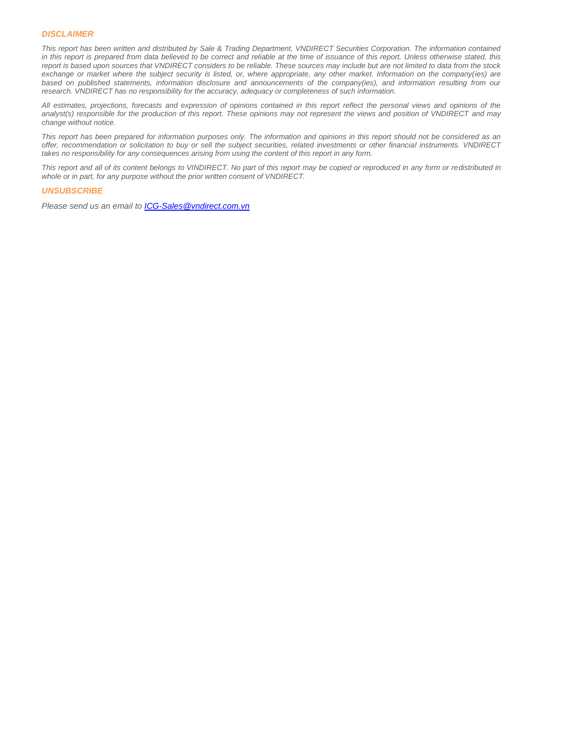### *DISCLAIMER*

*This report has been written and distributed by Sale & Trading Department, VNDIRECT Securities Corporation. The information contained in this report is prepared from data believed to be correct and reliable at the time of issuance of this report. Unless otherwise stated, this report is based upon sources that VNDIRECT considers to be reliable. These sources may include but are not limited to data from the stock exchange or market where the subject security is listed, or, where appropriate, any other market. Information on the company(ies) are based on published statements, information disclosure and announcements of the company(ies), and information resulting from our research. VNDIRECT has no responsibility for the accuracy, adequacy or completeness of such information.*

*All estimates, projections, forecasts and expression of opinions contained in this report reflect the personal views and opinions of the analyst(s) responsible for the production of this report. These opinions may not represent the views and position of VNDIRECT and may change without notice.*

*This report has been prepared for information purposes only. The information and opinions in this report should not be considered as an offer, recommendation or solicitation to buy or sell the subject securities, related investments or other financial instruments. VNDIRECT takes no responsibility for any consequences arising from using the content of this report in any form.*

*This report and all of its content belongs to VINDIRECT. No part of this report may be copied or reproduced in any form or redistributed in whole or in part, for any purpose without the prior written consent of VNDIRECT.*

### *UNSUBSCRIBE*

*Please send us an email to ICG-Sales@vndirect.com.vn*